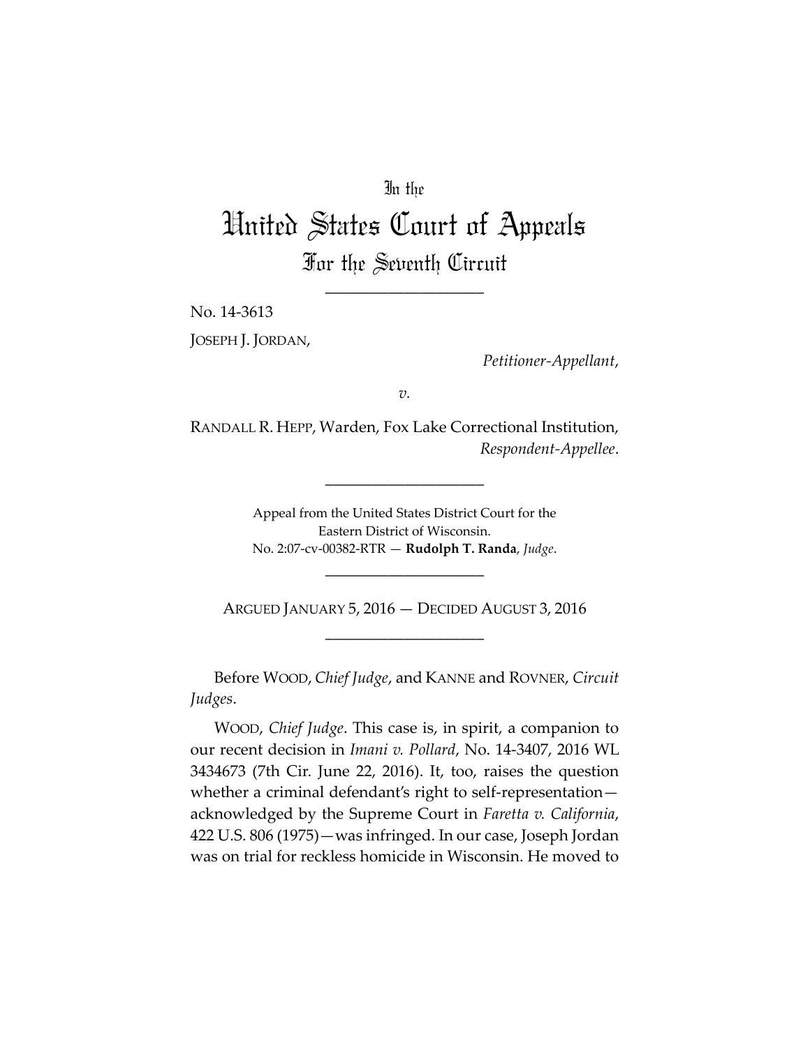In the

# United States Court of Appeals

## For the Seventh Circuit

____________________

No. 14-3613

JOSEPH J. JORDAN,

*Petitioner-Appellant*,

*v.*

RANDALL R. HEPP, Warden, Fox Lake Correctional Institution,

*Respondent-Appellee*.

____________________

Appeal from the United States District Court for the Eastern District of Wisconsin.
No. 2:07-cv-00382-RTR — **Rudolph T. Randa**, *Judge*.

____________________

ARGUED JANUARY 5, 2016 — DECIDED AUGUST 3, 2016

____________________

Before WOOD, *Chief Judge*, and KANNE and ROVNER, *Circuit Judges*.

WOOD, *Chief Judge*. This case is, in spirit, a companion to our recent decision in *Imani v. Pollard*, No. 14-3407, 2016 WL 3434673 (7th Cir. June 22, 2016). It, too, raises the question whether a criminal defendant's right to self-representation—acknowledged by the Supreme Court in *Faretta v. California*, 422 U.S. 806 (1975)—was infringed. In our case, Joseph Jordan was on trial for reckless homicide in Wisconsin. He moved to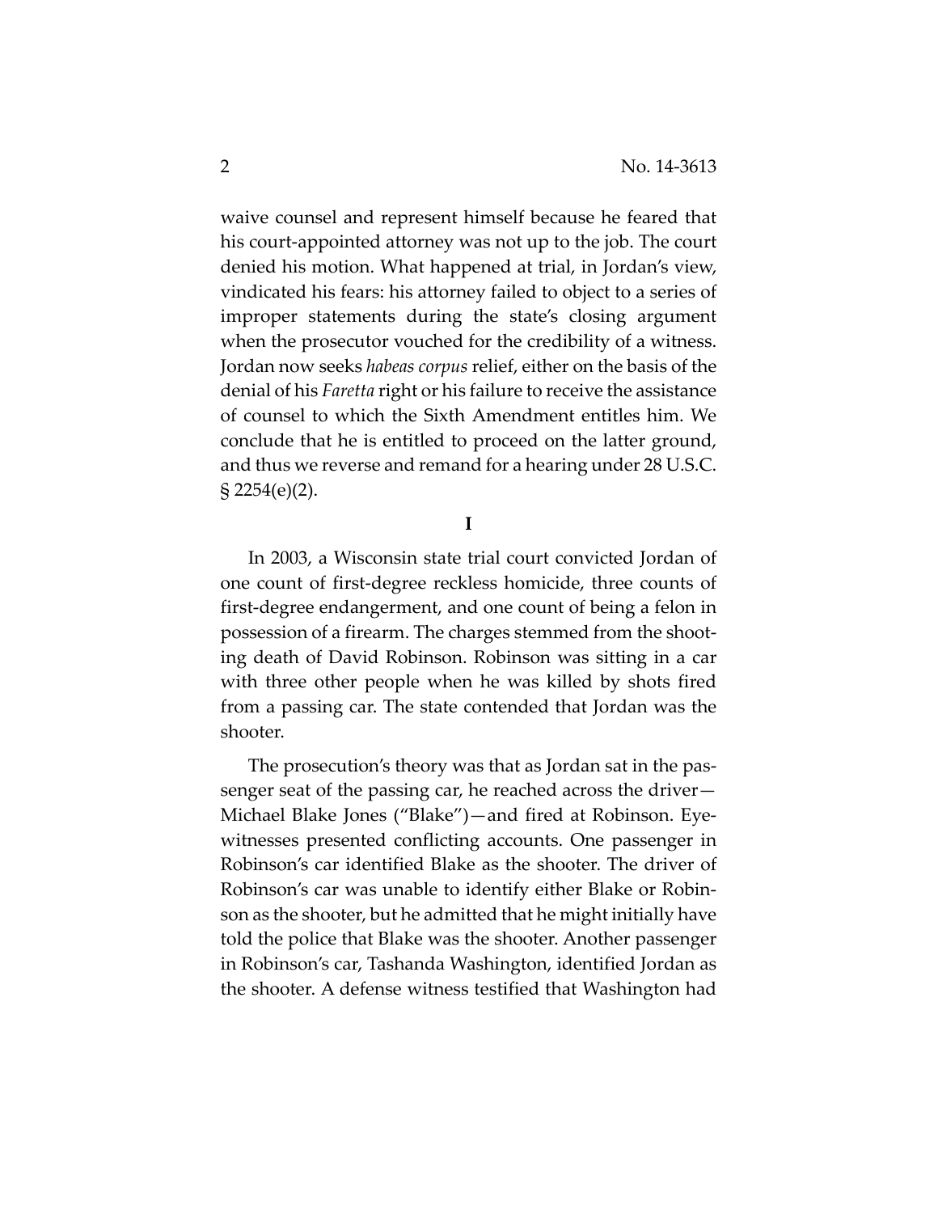waive counsel and represent himself because he feared that his court-appointed attorney was not up to the job. The court denied his motion. What happened at trial, in Jordan's view, vindicated his fears: his attorney failed to object to a series of improper statements during the state's closing argument when the prosecutor vouched for the credibility of a witness. Jordan now seeks *habeas corpus* relief, either on the basis of the denial of his *Faretta* right or his failure to receive the assistance of counsel to which the Sixth Amendment entitles him. We conclude that he is entitled to proceed on the latter ground, and thus we reverse and remand for a hearing under 28 U.S.C. § 2254(e)(2).

## I

In 2003, a Wisconsin state trial court convicted Jordan of one count of first-degree reckless homicide, three counts of first-degree endangerment, and one count of being a felon in possession of a firearm. The charges stemmed from the shooting death of David Robinson. Robinson was sitting in a car with three other people when he was killed by shots fired from a passing car. The state contended that Jordan was the shooter.

The prosecution's theory was that as Jordan sat in the passenger seat of the passing car, he reached across the driver—Michael Blake Jones ("Blake")—and fired at Robinson. Eyewitnesses presented conflicting accounts. One passenger in Robinson's car identified Blake as the shooter. The driver of Robinson's car was unable to identify either Blake or Robinson as the shooter, but he admitted that he might initially have told the police that Blake was the shooter. Another passenger in Robinson's car, Tashanda Washington, identified Jordan as the shooter. A defense witness testified that Washington had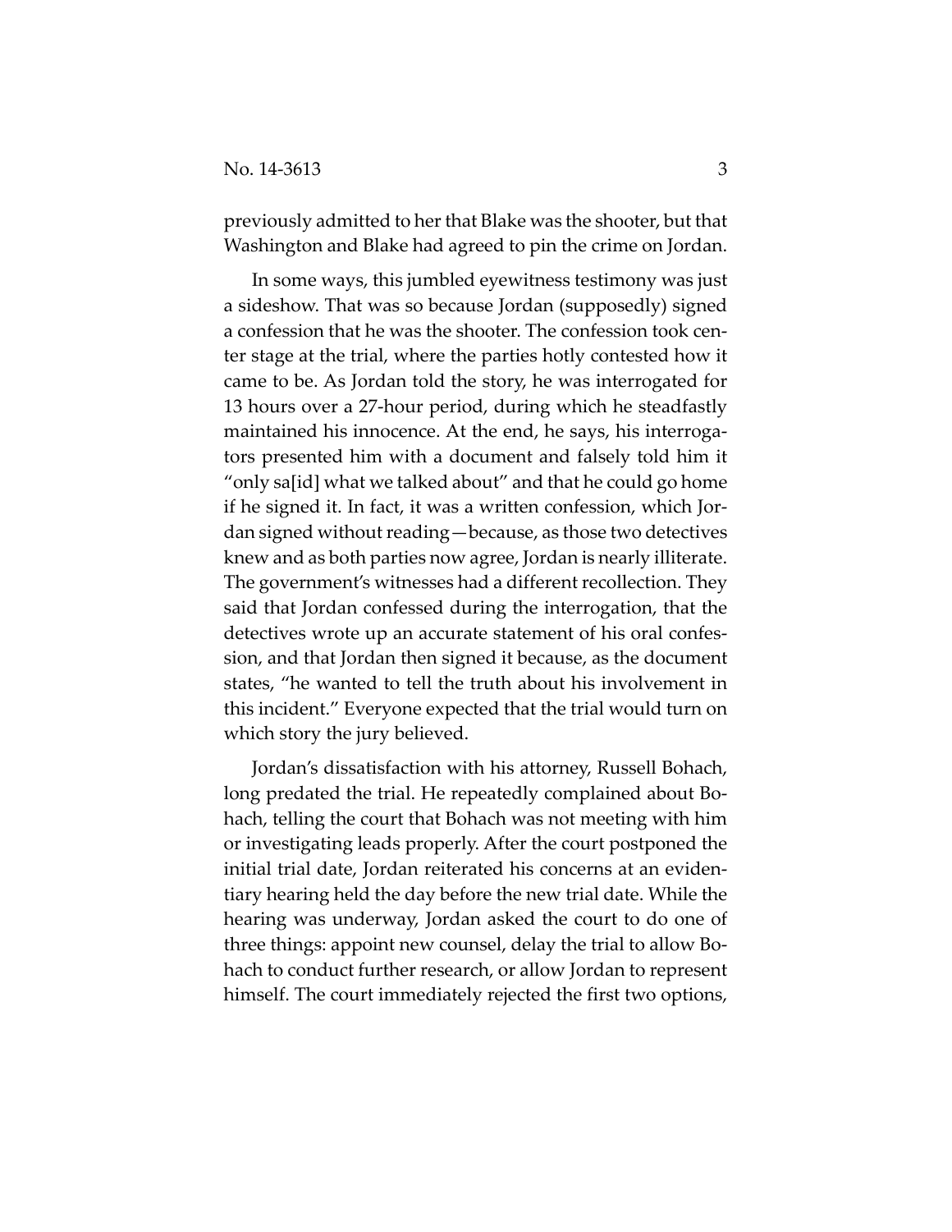previously admitted to her that Blake was the shooter, but that Washington and Blake had agreed to pin the crime on Jordan.

In some ways, this jumbled eyewitness testimony was just a sideshow. That was so because Jordan (supposedly) signed a confession that he was the shooter. The confession took center stage at the trial, where the parties hotly contested how it came to be. As Jordan told the story, he was interrogated for 13 hours over a 27-hour period, during which he steadfastly maintained his innocence. At the end, he says, his interrogators presented him with a document and falsely told him it "only sa[id] what we talked about" and that he could go home if he signed it. In fact, it was a written confession, which Jordan signed without reading—because, as those two detectives knew and as both parties now agree, Jordan is nearly illiterate. The government's witnesses had a different recollection. They said that Jordan confessed during the interrogation, that the detectives wrote up an accurate statement of his oral confession, and that Jordan then signed it because, as the document states, "he wanted to tell the truth about his involvement in this incident." Everyone expected that the trial would turn on which story the jury believed.

Jordan's dissatisfaction with his attorney, Russell Bohach, long predated the trial. He repeatedly complained about Bohach, telling the court that Bohach was not meeting with him or investigating leads properly. After the court postponed the initial trial date, Jordan reiterated his concerns at an evidentiary hearing held the day before the new trial date. While the hearing was underway, Jordan asked the court to do one of three things: appoint new counsel, delay the trial to allow Bohach to conduct further research, or allow Jordan to represent himself. The court immediately rejected the first two options,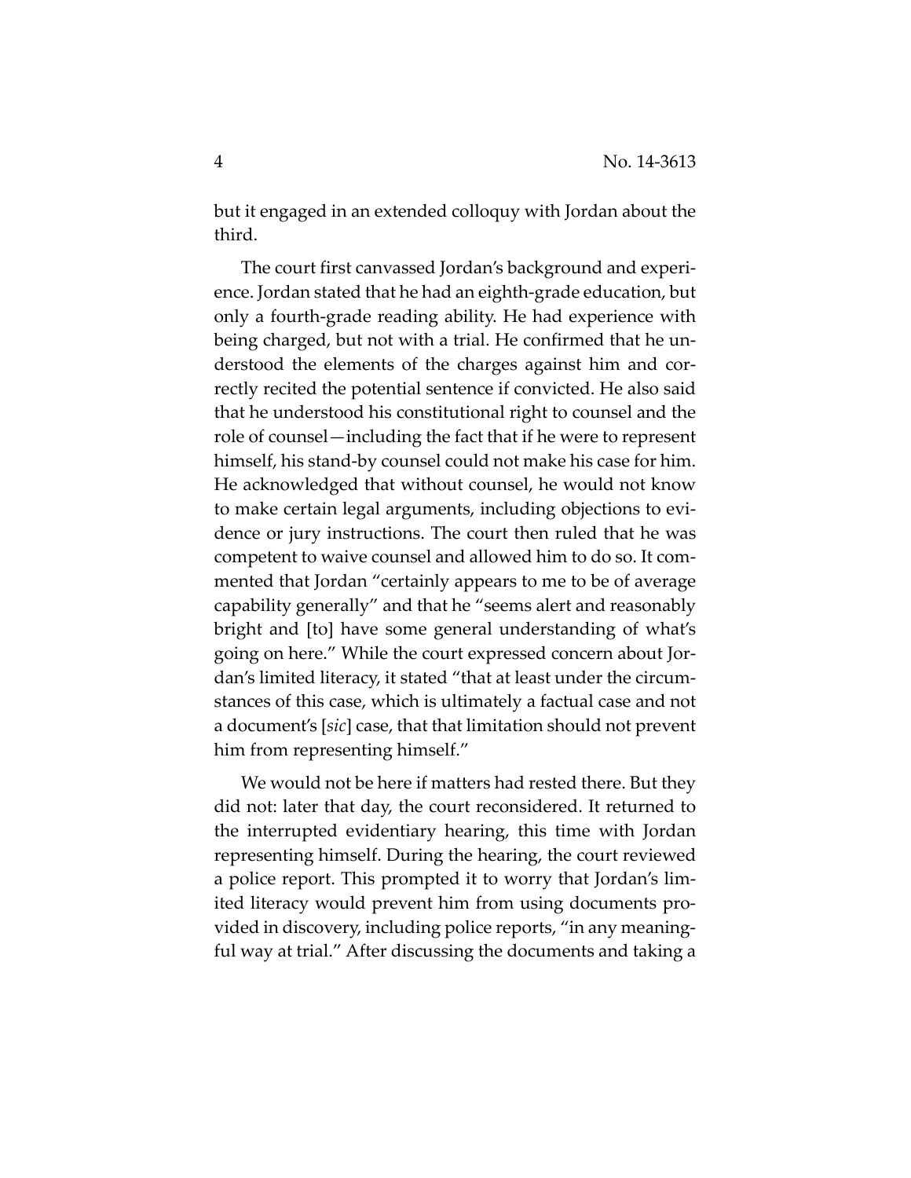but it engaged in an extended colloquy with Jordan about the third.

The court first canvassed Jordan's background and experience. Jordan stated that he had an eighth-grade education, but only a fourth-grade reading ability. He had experience with being charged, but not with a trial. He confirmed that he understood the elements of the charges against him and correctly recited the potential sentence if convicted. He also said that he understood his constitutional right to counsel and the role of counsel—including the fact that if he were to represent himself, his stand-by counsel could not make his case for him. He acknowledged that without counsel, he would not know to make certain legal arguments, including objections to evidence or jury instructions. The court then ruled that he was competent to waive counsel and allowed him to do so. It commented that Jordan "certainly appears to me to be of average capability generally" and that he "seems alert and reasonably bright and [to] have some general understanding of what's going on here." While the court expressed concern about Jordan's limited literacy, it stated "that at least under the circumstances of this case, which is ultimately a factual case and not a document's [*sic*] case, that that limitation should not prevent him from representing himself."

We would not be here if matters had rested there. But they did not: later that day, the court reconsidered. It returned to the interrupted evidentiary hearing, this time with Jordan representing himself. During the hearing, the court reviewed a police report. This prompted it to worry that Jordan's limited literacy would prevent him from using documents provided in discovery, including police reports, "in any meaningful way at trial." After discussing the documents and taking a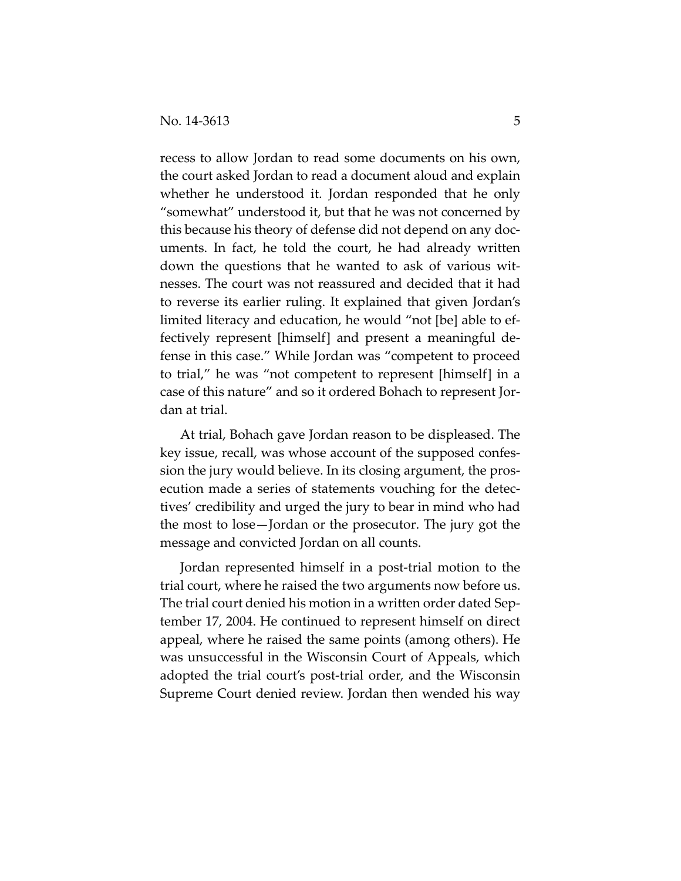recess to allow Jordan to read some documents on his own, the court asked Jordan to read a document aloud and explain whether he understood it. Jordan responded that he only "somewhat" understood it, but that he was not concerned by this because his theory of defense did not depend on any documents. In fact, he told the court, he had already written down the questions that he wanted to ask of various witnesses. The court was not reassured and decided that it had to reverse its earlier ruling. It explained that given Jordan's limited literacy and education, he would "not [be] able to effectively represent [himself] and present a meaningful defense in this case." While Jordan was "competent to proceed to trial," he was "not competent to represent [himself] in a case of this nature" and so it ordered Bohach to represent Jordan at trial.

At trial, Bohach gave Jordan reason to be displeased. The key issue, recall, was whose account of the supposed confession the jury would believe. In its closing argument, the prosecution made a series of statements vouching for the detectives' credibility and urged the jury to bear in mind who had the most to lose—Jordan or the prosecutor. The jury got the message and convicted Jordan on all counts.

Jordan represented himself in a post-trial motion to the trial court, where he raised the two arguments now before us. The trial court denied his motion in a written order dated September 17, 2004. He continued to represent himself on direct appeal, where he raised the same points (among others). He was unsuccessful in the Wisconsin Court of Appeals, which adopted the trial court's post-trial order, and the Wisconsin Supreme Court denied review. Jordan then wended his way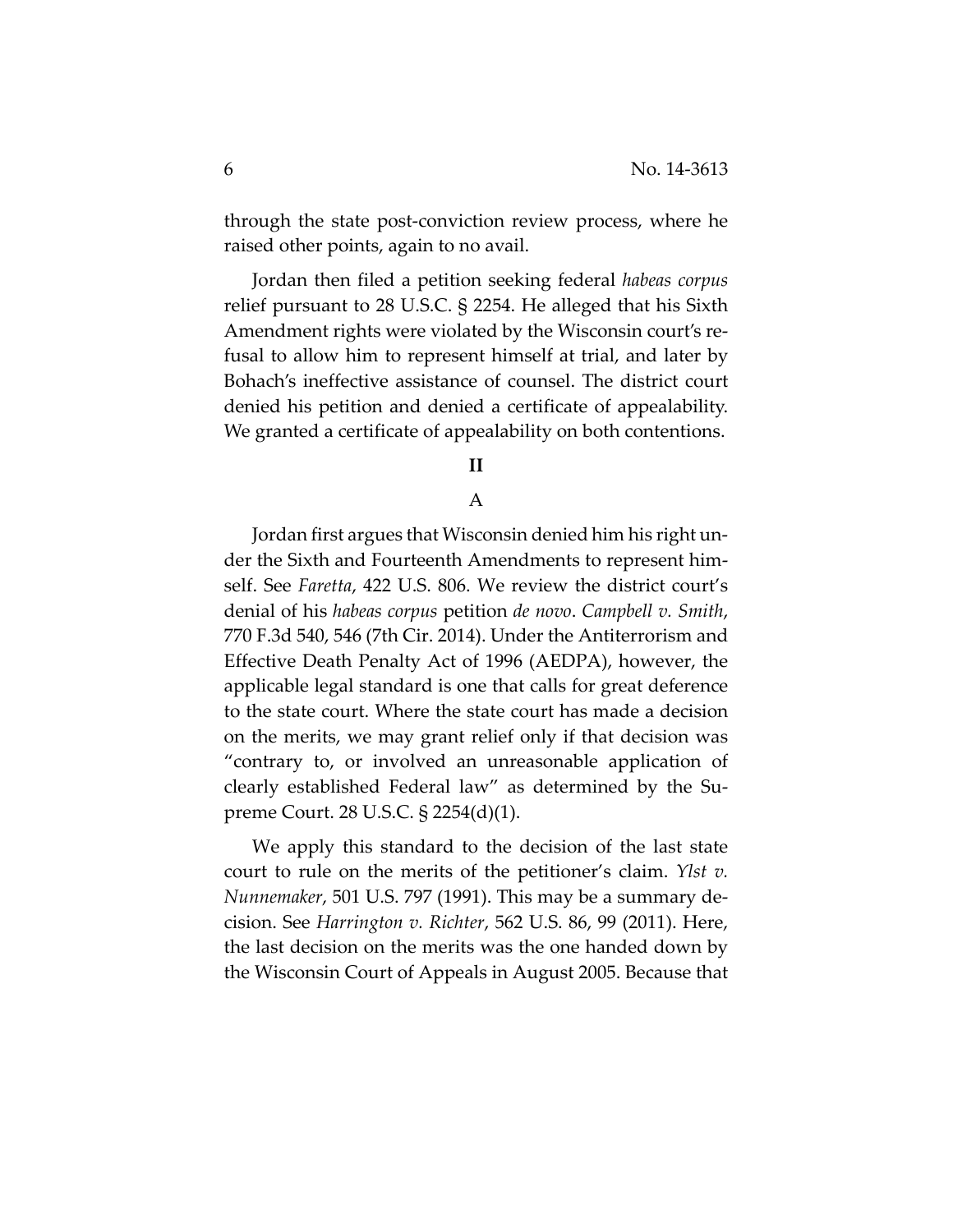through the state post-conviction review process, where he raised other points, again to no avail.

Jordan then filed a petition seeking federal *habeas corpus* relief pursuant to 28 U.S.C. § 2254. He alleged that his Sixth Amendment rights were violated by the Wisconsin court's refusal to allow him to represent himself at trial, and later by Bohach's ineffective assistance of counsel. The district court denied his petition and denied a certificate of appealability. We granted a certificate of appealability on both contentions.

## II

### A

Jordan first argues that Wisconsin denied him his right under the Sixth and Fourteenth Amendments to represent himself. See *Faretta*, 422 U.S. 806. We review the district court's denial of his *habeas corpus* petition *de novo*. *Campbell v. Smith*, 770 F.3d 540, 546 (7th Cir. 2014). Under the Antiterrorism and Effective Death Penalty Act of 1996 (AEDPA), however, the applicable legal standard is one that calls for great deference to the state court. Where the state court has made a decision on the merits, we may grant relief only if that decision was "contrary to, or involved an unreasonable application of clearly established Federal law" as determined by the Supreme Court. 28 U.S.C. § 2254(d)(1).

We apply this standard to the decision of the last state court to rule on the merits of the petitioner's claim. *Ylst v. Nunnemaker*, 501 U.S. 797 (1991). This may be a summary decision. See *Harrington v. Richter*, 562 U.S. 86, 99 (2011). Here, the last decision on the merits was the one handed down by the Wisconsin Court of Appeals in August 2005. Because that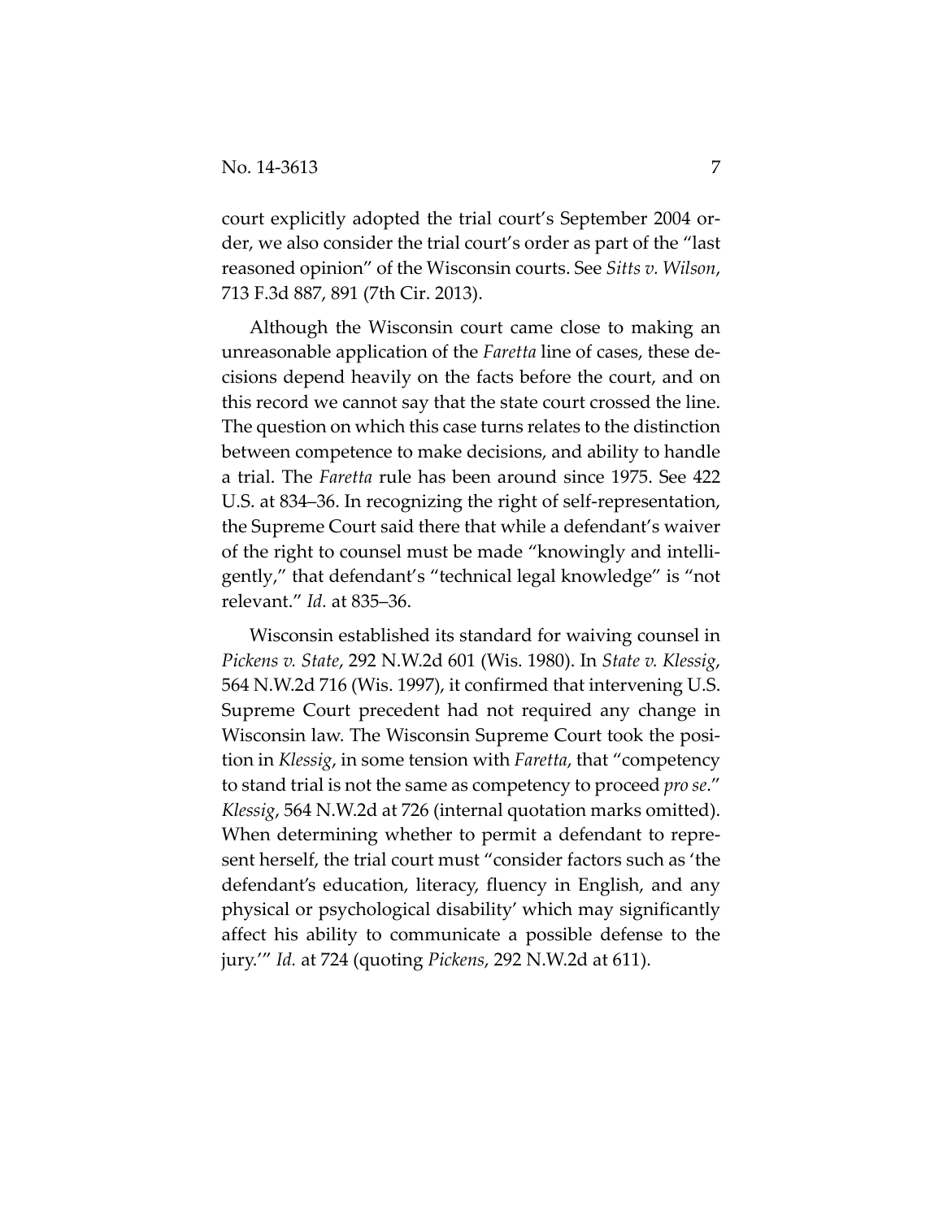court explicitly adopted the trial court's September 2004 order, we also consider the trial court's order as part of the "last reasoned opinion" of the Wisconsin courts. See *Sitts v. Wilson*, 713 F.3d 887, 891 (7th Cir. 2013).

Although the Wisconsin court came close to making an unreasonable application of the *Faretta* line of cases, these decisions depend heavily on the facts before the court, and on this record we cannot say that the state court crossed the line. The question on which this case turns relates to the distinction between competence to make decisions, and ability to handle a trial. The *Faretta* rule has been around since 1975. See 422 U.S. at 834–36. In recognizing the right of self-representation, the Supreme Court said there that while a defendant's waiver of the right to counsel must be made "knowingly and intelligently," that defendant's "technical legal knowledge" is "not relevant." *Id.* at 835–36.

Wisconsin established its standard for waiving counsel in *Pickens v. State*, 292 N.W.2d 601 (Wis. 1980). In *State v. Klessig*, 564 N.W.2d 716 (Wis. 1997), it confirmed that intervening U.S. Supreme Court precedent had not required any change in Wisconsin law. The Wisconsin Supreme Court took the position in *Klessig*, in some tension with *Faretta*, that "competency to stand trial is not the same as competency to proceed *pro se*." *Klessig*, 564 N.W.2d at 726 (internal quotation marks omitted). When determining whether to permit a defendant to represent herself, the trial court must "consider factors such as 'the defendant's education, literacy, fluency in English, and any physical or psychological disability' which may significantly affect his ability to communicate a possible defense to the jury.'" *Id.* at 724 (quoting *Pickens*, 292 N.W.2d at 611).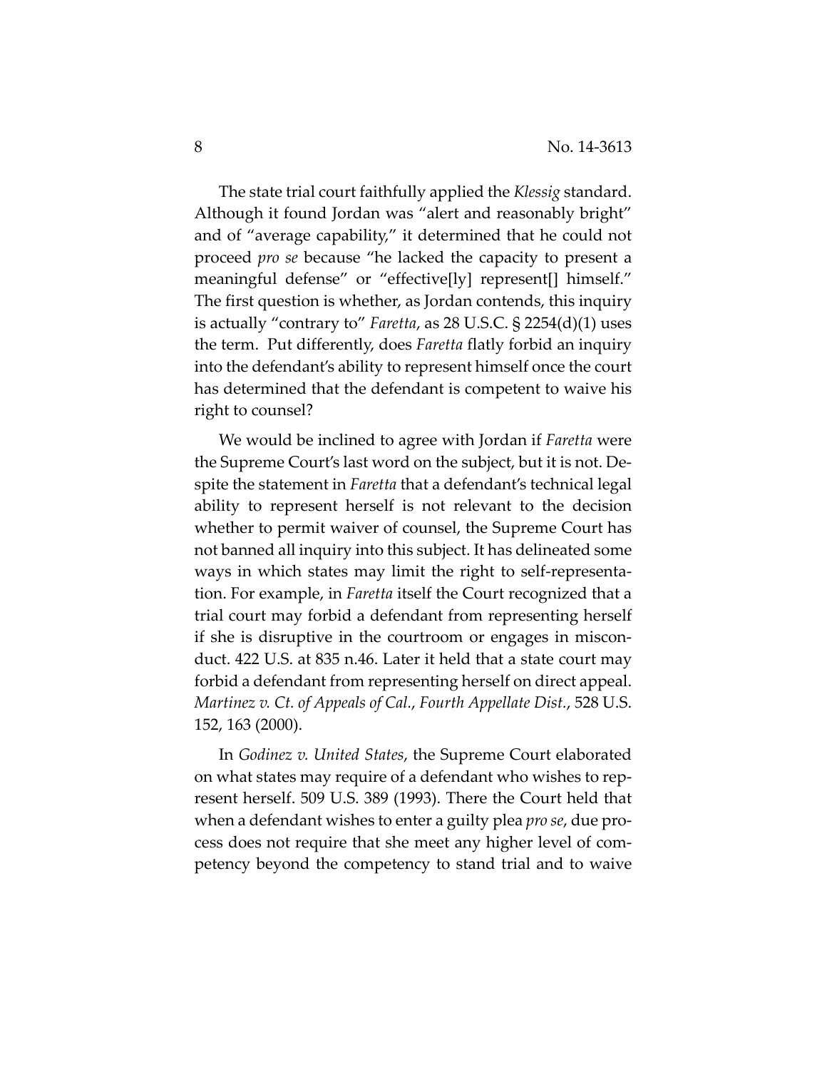The state trial court faithfully applied the *Klessig* standard. Although it found Jordan was "alert and reasonably bright" and of "average capability," it determined that he could not proceed *pro se* because "he lacked the capacity to present a meaningful defense" or "effective[ly] represent[] himself." The first question is whether, as Jordan contends, this inquiry is actually "contrary to" *Faretta*, as 28 U.S.C. § 2254(d)(1) uses the term. Put differently, does *Faretta* flatly forbid an inquiry into the defendant's ability to represent himself once the court has determined that the defendant is competent to waive his right to counsel?

We would be inclined to agree with Jordan if *Faretta* were the Supreme Court's last word on the subject, but it is not. Despite the statement in *Faretta* that a defendant's technical legal ability to represent herself is not relevant to the decision whether to permit waiver of counsel, the Supreme Court has not banned all inquiry into this subject. It has delineated some ways in which states may limit the right to self-representation. For example, in *Faretta* itself the Court recognized that a trial court may forbid a defendant from representing herself if she is disruptive in the courtroom or engages in misconduct. 422 U.S. at 835 n.46. Later it held that a state court may forbid a defendant from representing herself on direct appeal. *Martinez v. Ct. of Appeals of Cal., Fourth Appellate Dist.*, 528 U.S. 152, 163 (2000).

In *Godinez v. United States*, the Supreme Court elaborated on what states may require of a defendant who wishes to represent herself. 509 U.S. 389 (1993). There the Court held that when a defendant wishes to enter a guilty plea *pro se*, due process does not require that she meet any higher level of competency beyond the competency to stand trial and to waive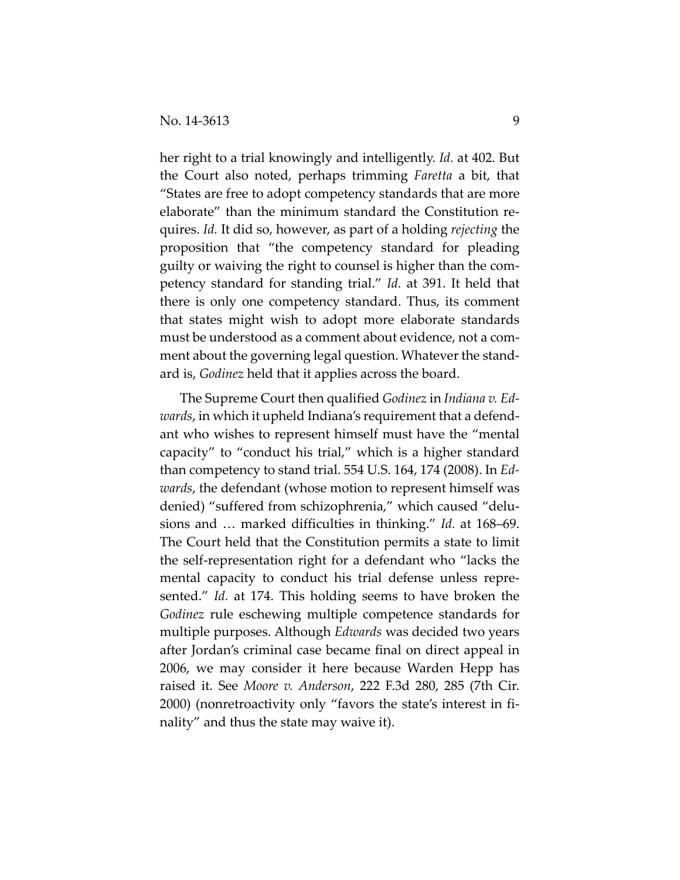her right to a trial knowingly and intelligently. *Id.* at 402. But the Court also noted, perhaps trimming *Faretta* a bit, that "States are free to adopt competency standards that are more elaborate" than the minimum standard the Constitution requires. *Id.* It did so, however, as part of a holding *rejecting* the proposition that "the competency standard for pleading guilty or waiving the right to counsel is higher than the competency standard for standing trial." *Id.* at 391. It held that there is only one competency standard. Thus, its comment that states might wish to adopt more elaborate standards must be understood as a comment about evidence, not a comment about the governing legal question. Whatever the standard is, *Godinez* held that it applies across the board.

The Supreme Court then qualified *Godinez* in *Indiana v. Edwards*, in which it upheld Indiana's requirement that a defendant who wishes to represent himself must have the "mental capacity" to "conduct his trial," which is a higher standard than competency to stand trial. 554 U.S. 164, 174 (2008). In *Edwards*, the defendant (whose motion to represent himself was denied) "suffered from schizophrenia," which caused "delusions and … marked difficulties in thinking." *Id.* at 168–69. The Court held that the Constitution permits a state to limit the self-representation right for a defendant who "lacks the mental capacity to conduct his trial defense unless represented." *Id.* at 174. This holding seems to have broken the *Godinez* rule eschewing multiple competence standards for multiple purposes. Although *Edwards* was decided two years after Jordan's criminal case became final on direct appeal in 2006, we may consider it here because Warden Hepp has raised it. See *Moore v. Anderson*, 222 F.3d 280, 285 (7th Cir. 2000) (nonretroactivity only "favors the state's interest in finality" and thus the state may waive it).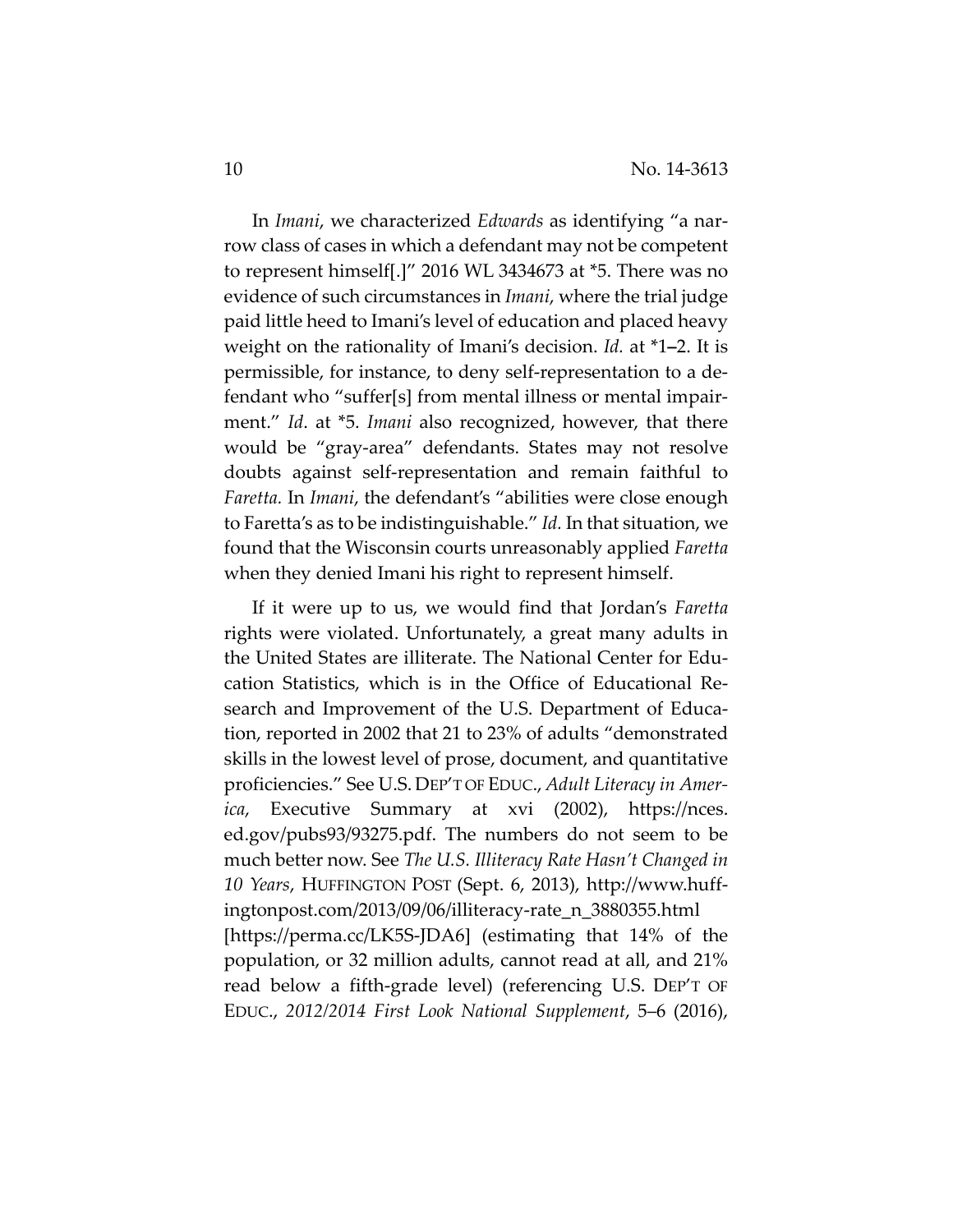In *Imani*, we characterized *Edwards* as identifying "a narrow class of cases in which a defendant may not be competent to represent himself[.]" 2016 WL 3434673 at *5. There was no evidence of such circumstances in *Imani*, where the trial judge paid little heed to Imani's level of education and placed heavy weight on the rationality of Imani's decision. *Id.* at *1–2. It is permissible, for instance, to deny self-representation to a defendant who "suffer[s] from mental illness or mental impairment." *Id*. at *5. *Imani* also recognized, however, that there would be "gray-area" defendants. States may not resolve doubts against self-representation and remain faithful to *Faretta.* In *Imani*, the defendant's "abilities were close enough to Faretta's as to be indistinguishable." *Id.* In that situation, we found that the Wisconsin courts unreasonably applied *Faretta* when they denied Imani his right to represent himself.

If it were up to us, we would find that Jordan's *Faretta* rights were violated. Unfortunately, a great many adults in the United States are illiterate. The National Center for Education Statistics, which is in the Office of Educational Research and Improvement of the U.S. Department of Education, reported in 2002 that 21 to 23% of adults "demonstrated skills in the lowest level of prose, document, and quantitative proficiencies." See U.S. DEP'T OF EDUC., *Adult Literacy in America*, Executive Summary at xvi (2002), https://nces.ed.gov/pubs93/93275.pdf. The numbers do not seem to be much better now. See *The U.S. Illiteracy Rate Hasn't Changed in 10 Years*, HUFFINGTON POST (Sept. 6, 2013), http://www.huffingtonpost.com/2013/09/06/illiteracy-rate_n_3880355.html [https://perma.cc/LK5S-JDA6] (estimating that 14% of the population, or 32 million adults, cannot read at all, and 21% read below a fifth-grade level) (referencing U.S. DEP'T OF EDUC., *2012/2014 First Look National Supplement*, 5–6 (2016),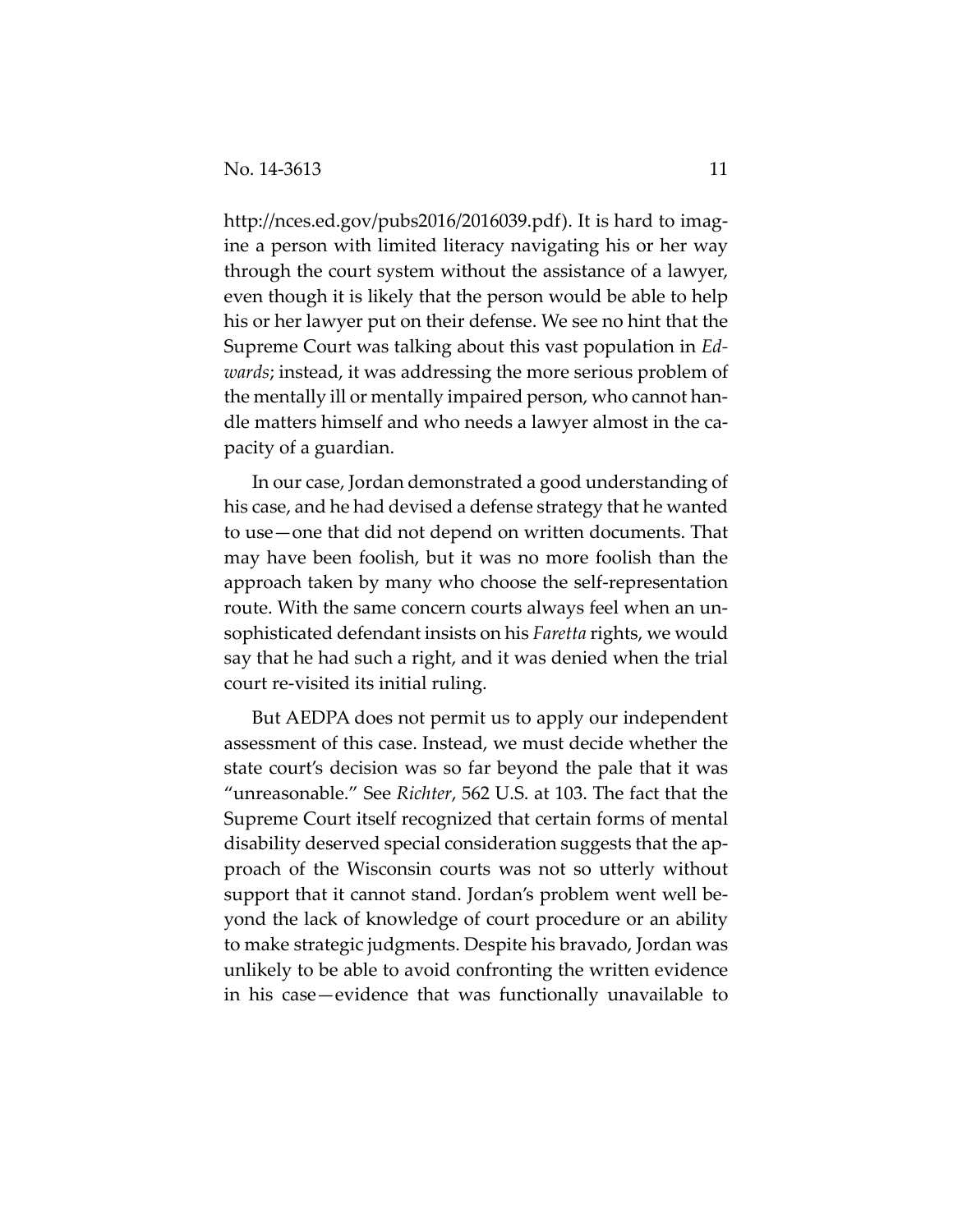http://nces.ed.gov/pubs2016/2016039.pdf). It is hard to imagine a person with limited literacy navigating his or her way through the court system without the assistance of a lawyer, even though it is likely that the person would be able to help his or her lawyer put on their defense. We see no hint that the Supreme Court was talking about this vast population in *Edwards*; instead, it was addressing the more serious problem of the mentally ill or mentally impaired person, who cannot handle matters himself and who needs a lawyer almost in the capacity of a guardian.

In our case, Jordan demonstrated a good understanding of his case, and he had devised a defense strategy that he wanted to use—one that did not depend on written documents. That may have been foolish, but it was no more foolish than the approach taken by many who choose the self-representation route. With the same concern courts always feel when an unsophisticated defendant insists on his *Faretta* rights, we would say that he had such a right, and it was denied when the trial court re-visited its initial ruling.

But AEDPA does not permit us to apply our independent assessment of this case. Instead, we must decide whether the state court's decision was so far beyond the pale that it was "unreasonable." See *Richter*, 562 U.S. at 103. The fact that the Supreme Court itself recognized that certain forms of mental disability deserved special consideration suggests that the approach of the Wisconsin courts was not so utterly without support that it cannot stand. Jordan's problem went well beyond the lack of knowledge of court procedure or an ability to make strategic judgments. Despite his bravado, Jordan was unlikely to be able to avoid confronting the written evidence in his case—evidence that was functionally unavailable to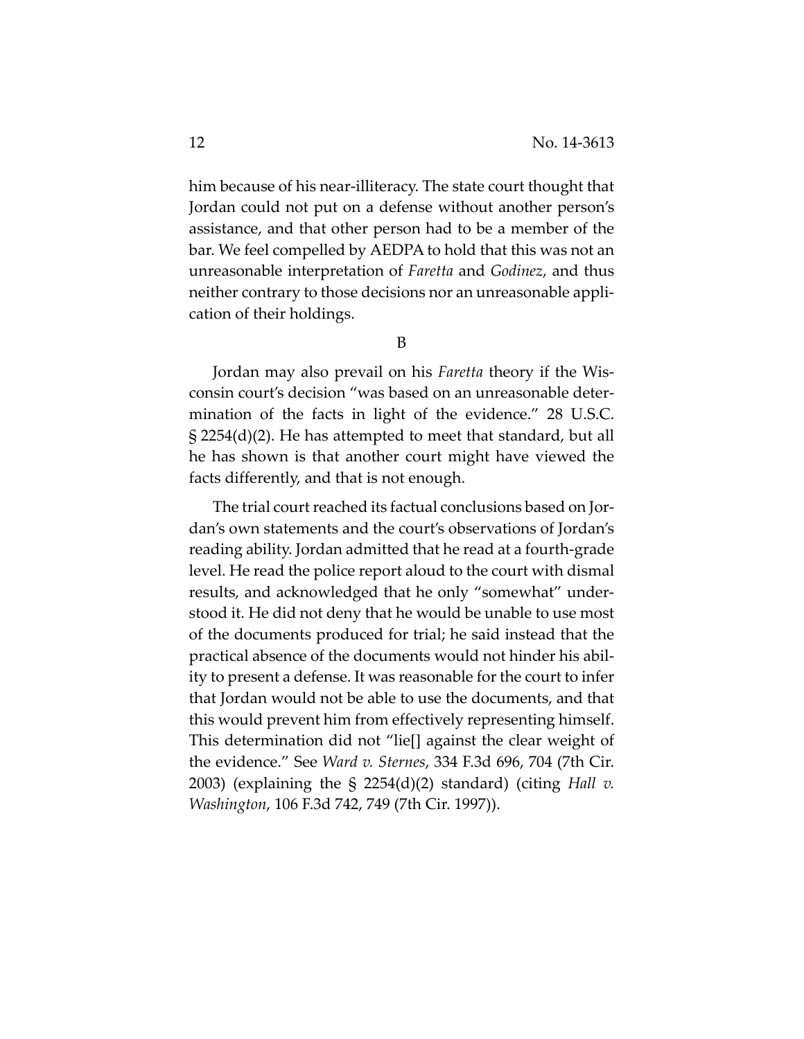him because of his near-illiteracy. The state court thought that Jordan could not put on a defense without another person's assistance, and that other person had to be a member of the bar. We feel compelled by AEDPA to hold that this was not an unreasonable interpretation of *Faretta* and *Godinez*, and thus neither contrary to those decisions nor an unreasonable application of their holdings.

B

Jordan may also prevail on his *Faretta* theory if the Wisconsin court's decision "was based on an unreasonable determination of the facts in light of the evidence." 28 U.S.C. § 2254(d)(2). He has attempted to meet that standard, but all he has shown is that another court might have viewed the facts differently, and that is not enough.

The trial court reached its factual conclusions based on Jordan's own statements and the court's observations of Jordan's reading ability. Jordan admitted that he read at a fourth-grade level. He read the police report aloud to the court with dismal results, and acknowledged that he only "somewhat" understood it. He did not deny that he would be unable to use most of the documents produced for trial; he said instead that the practical absence of the documents would not hinder his ability to present a defense. It was reasonable for the court to infer that Jordan would not be able to use the documents, and that this would prevent him from effectively representing himself. This determination did not "lie[] against the clear weight of the evidence." See *Ward v. Sternes*, 334 F.3d 696, 704 (7th Cir. 2003) (explaining the § 2254(d)(2) standard) (citing *Hall v. Washington*, 106 F.3d 742, 749 (7th Cir. 1997)).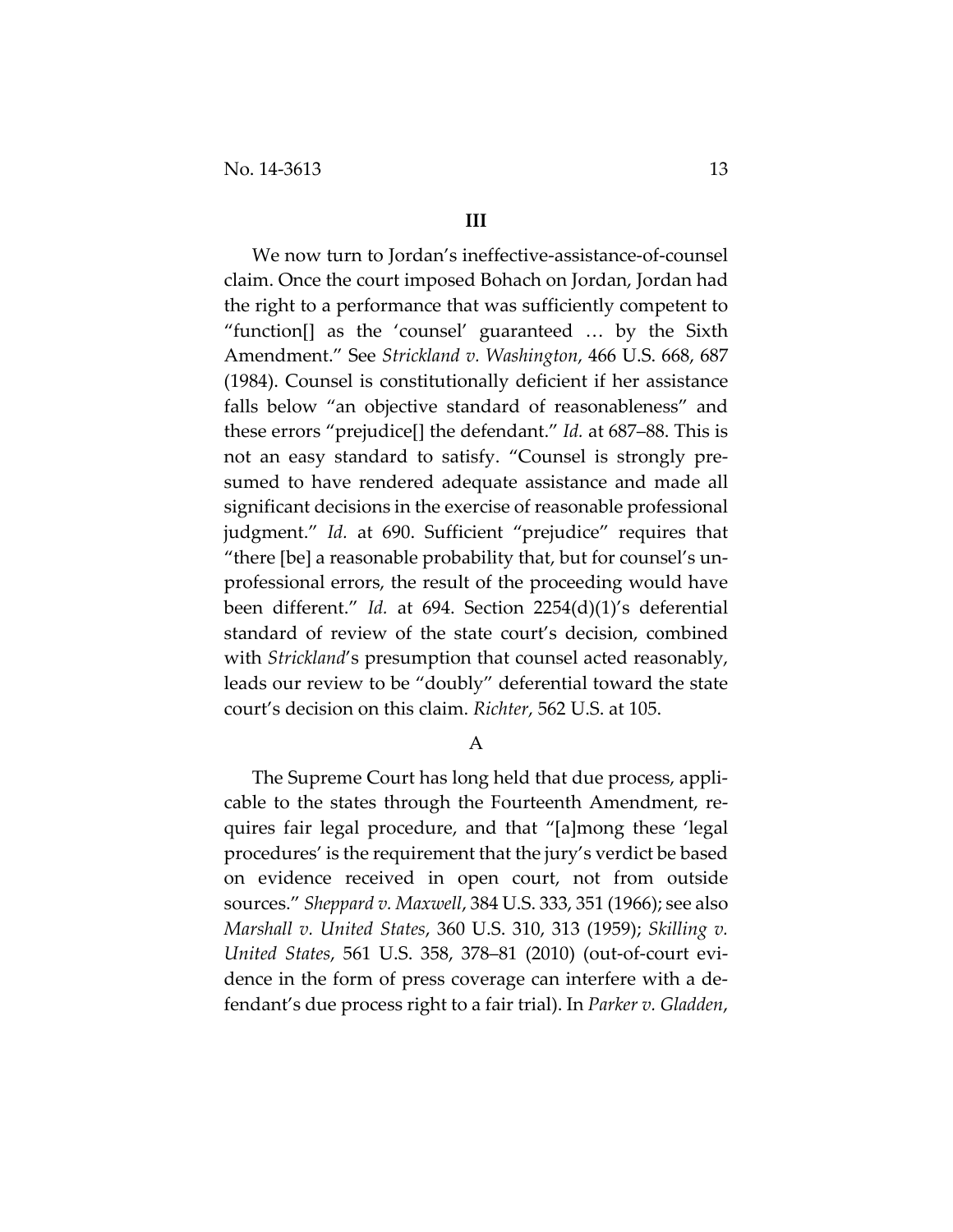## III

We now turn to Jordan's ineffective-assistance-of-counsel claim. Once the court imposed Bohach on Jordan, Jordan had the right to a performance that was sufficiently competent to "function[] as the 'counsel' guaranteed … by the Sixth Amendment." See *Strickland v. Washington*, 466 U.S. 668, 687 (1984). Counsel is constitutionally deficient if her assistance falls below "an objective standard of reasonableness" and these errors "prejudice[] the defendant." *Id.* at 687–88. This is not an easy standard to satisfy. "Counsel is strongly presumed to have rendered adequate assistance and made all significant decisions in the exercise of reasonable professional judgment." *Id.* at 690. Sufficient "prejudice" requires that "there [be] a reasonable probability that, but for counsel's unprofessional errors, the result of the proceeding would have been different." *Id.* at 694. Section 2254(d)(1)'s deferential standard of review of the state court's decision, combined with *Strickland*'s presumption that counsel acted reasonably, leads our review to be "doubly" deferential toward the state court's decision on this claim. *Richter*, 562 U.S. at 105.

### A

The Supreme Court has long held that due process, applicable to the states through the Fourteenth Amendment, requires fair legal procedure, and that "[a]mong these 'legal procedures' is the requirement that the jury's verdict be based on evidence received in open court, not from outside sources." *Sheppard v. Maxwell*, 384 U.S. 333, 351 (1966); see also *Marshall v. United States*, 360 U.S. 310, 313 (1959); *Skilling v. United States*, 561 U.S. 358, 378–81 (2010) (out-of-court evidence in the form of press coverage can interfere with a defendant's due process right to a fair trial). In *Parker v. Gladden*,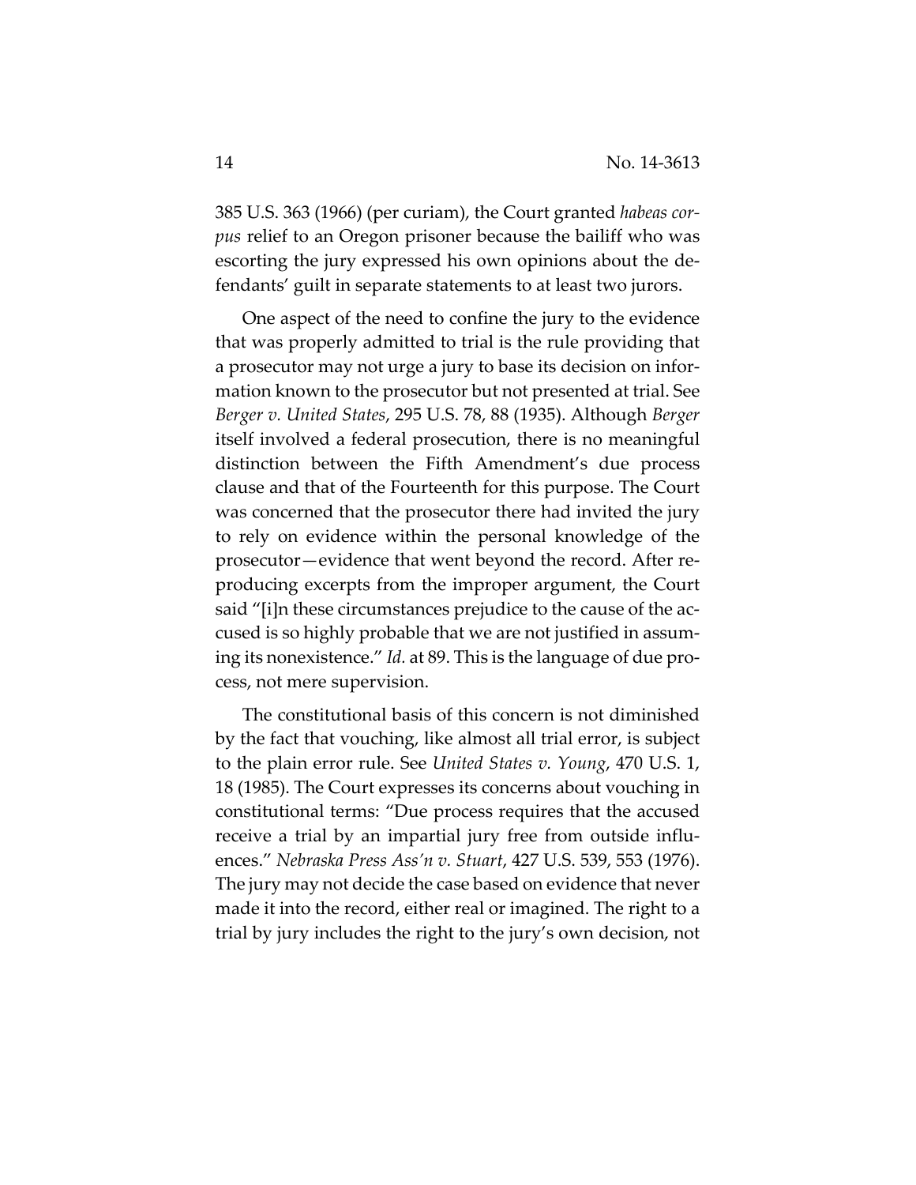385 U.S. 363 (1966) (per curiam), the Court granted *habeas corpus* relief to an Oregon prisoner because the bailiff who was escorting the jury expressed his own opinions about the defendants' guilt in separate statements to at least two jurors.

One aspect of the need to confine the jury to the evidence that was properly admitted to trial is the rule providing that a prosecutor may not urge a jury to base its decision on information known to the prosecutor but not presented at trial. See *Berger v. United States*, 295 U.S. 78, 88 (1935). Although *Berger* itself involved a federal prosecution, there is no meaningful distinction between the Fifth Amendment's due process clause and that of the Fourteenth for this purpose. The Court was concerned that the prosecutor there had invited the jury to rely on evidence within the personal knowledge of the prosecutor—evidence that went beyond the record. After reproducing excerpts from the improper argument, the Court said "[i]n these circumstances prejudice to the cause of the accused is so highly probable that we are not justified in assuming its nonexistence." *Id.* at 89. This is the language of due process, not mere supervision.

The constitutional basis of this concern is not diminished by the fact that vouching, like almost all trial error, is subject to the plain error rule. See *United States v. Young*, 470 U.S. 1, 18 (1985). The Court expresses its concerns about vouching in constitutional terms: "Due process requires that the accused receive a trial by an impartial jury free from outside influences." *Nebraska Press Ass'n v. Stuart*, 427 U.S. 539, 553 (1976). The jury may not decide the case based on evidence that never made it into the record, either real or imagined. The right to a trial by jury includes the right to the jury's own decision, not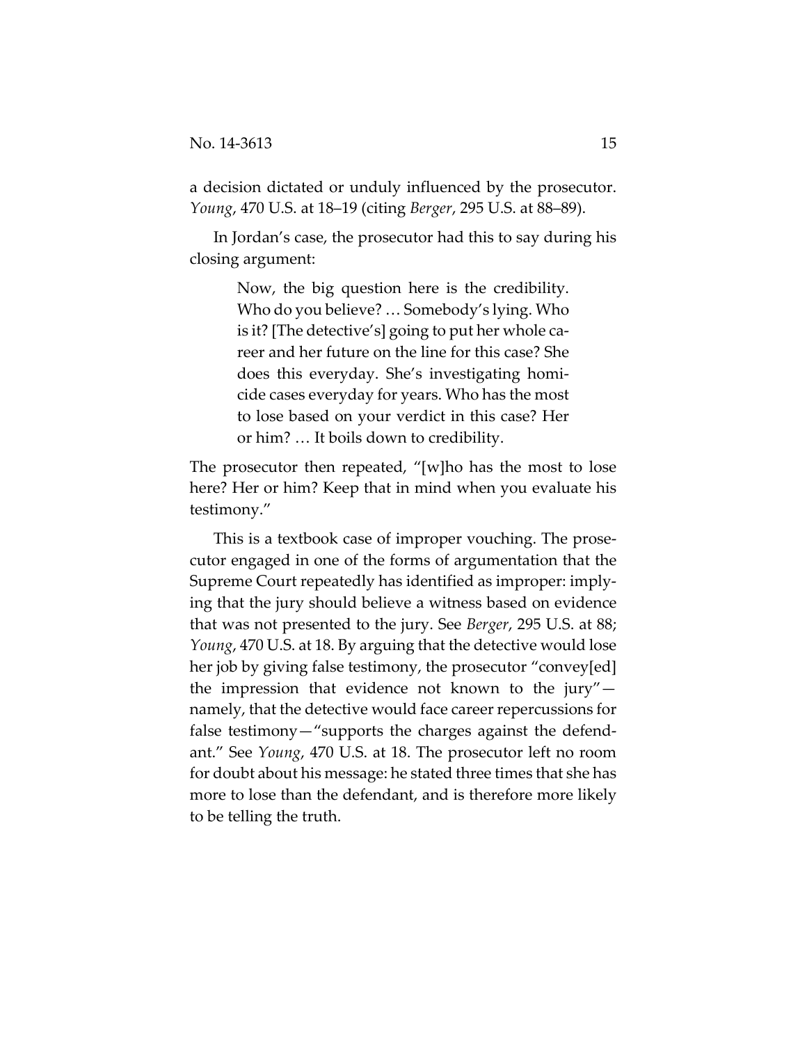a decision dictated or unduly influenced by the prosecutor. *Young*, 470 U.S. at 18–19 (citing *Berger*, 295 U.S. at 88–89).

In Jordan's case, the prosecutor had this to say during his closing argument:

> Now, the big question here is the credibility. Who do you believe? … Somebody's lying. Who is it? [The detective's] going to put her whole career and her future on the line for this case? She does this everyday. She's investigating homicide cases everyday for years. Who has the most to lose based on your verdict in this case? Her or him? … It boils down to credibility.

The prosecutor then repeated, "[w]ho has the most to lose here? Her or him? Keep that in mind when you evaluate his testimony."

This is a textbook case of improper vouching. The prosecutor engaged in one of the forms of argumentation that the Supreme Court repeatedly has identified as improper: implying that the jury should believe a witness based on evidence that was not presented to the jury. See *Berger*, 295 U.S. at 88; *Young*, 470 U.S. at 18. By arguing that the detective would lose her job by giving false testimony, the prosecutor "convey[ed] the impression that evidence not known to the jury"—namely, that the detective would face career repercussions for false testimony—"supports the charges against the defendant." See *Young*, 470 U.S. at 18. The prosecutor left no room for doubt about his message: he stated three times that she has more to lose than the defendant, and is therefore more likely to be telling the truth.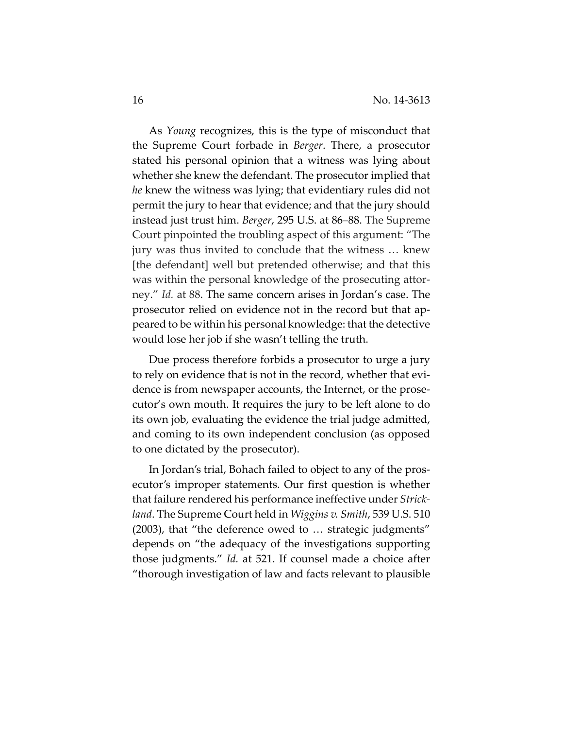As *Young* recognizes, this is the type of misconduct that the Supreme Court forbade in *Berger*. There, a prosecutor stated his personal opinion that a witness was lying about whether she knew the defendant. The prosecutor implied that *he* knew the witness was lying; that evidentiary rules did not permit the jury to hear that evidence; and that the jury should instead just trust him. *Berger*, 295 U.S. at 86–88. The Supreme Court pinpointed the troubling aspect of this argument: "The jury was thus invited to conclude that the witness … knew [the defendant] well but pretended otherwise; and that this was within the personal knowledge of the prosecuting attorney." *Id.* at 88. The same concern arises in Jordan's case. The prosecutor relied on evidence not in the record but that appeared to be within his personal knowledge: that the detective would lose her job if she wasn't telling the truth.

Due process therefore forbids a prosecutor to urge a jury to rely on evidence that is not in the record, whether that evidence is from newspaper accounts, the Internet, or the prosecutor's own mouth. It requires the jury to be left alone to do its own job, evaluating the evidence the trial judge admitted, and coming to its own independent conclusion (as opposed to one dictated by the prosecutor).

In Jordan's trial, Bohach failed to object to any of the prosecutor's improper statements. Our first question is whether that failure rendered his performance ineffective under *Strickland*. The Supreme Court held in *Wiggins v. Smith*, 539 U.S. 510 (2003), that "the deference owed to … strategic judgments" depends on "the adequacy of the investigations supporting those judgments." *Id.* at 521. If counsel made a choice after "thorough investigation of law and facts relevant to plausible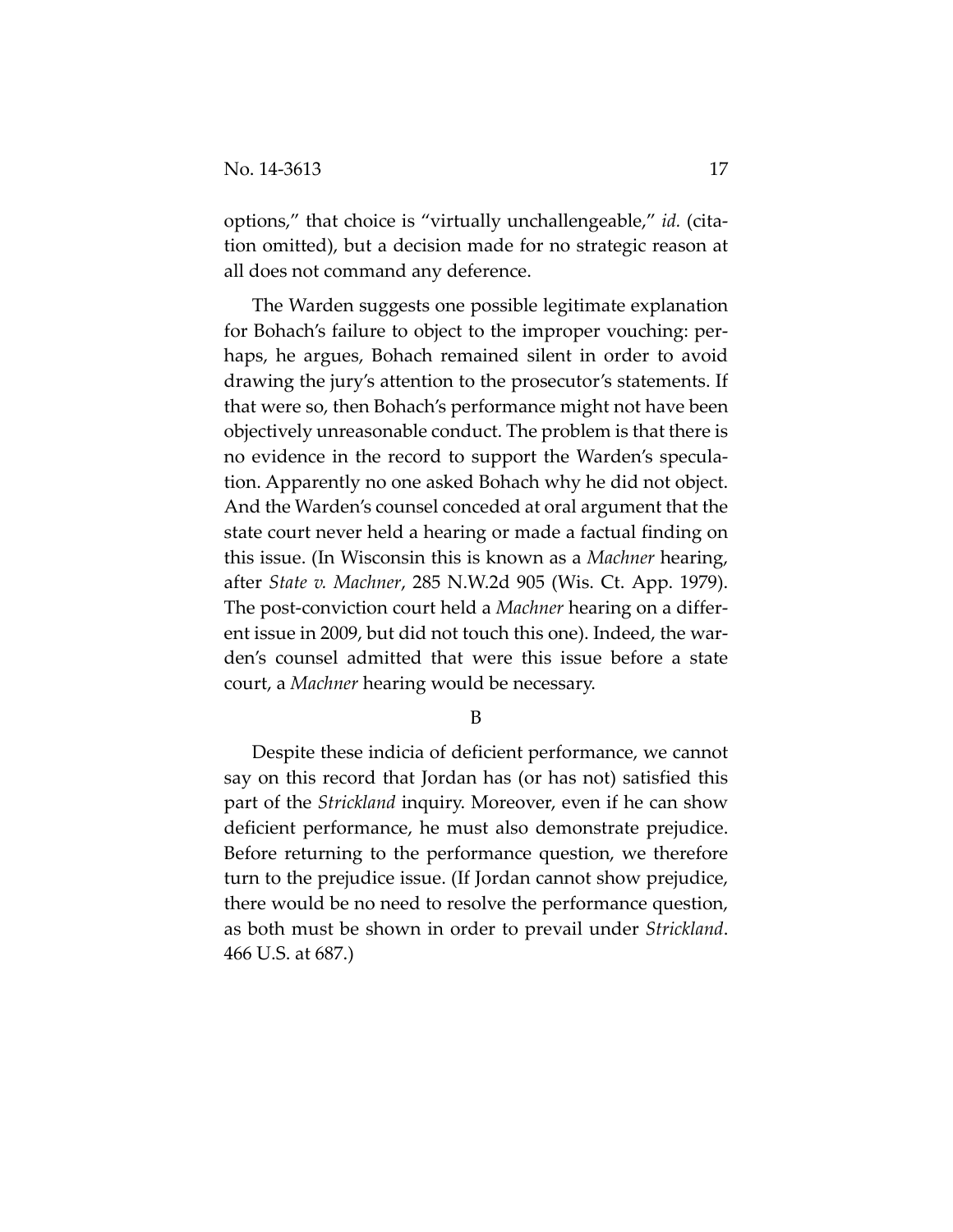options," that choice is "virtually unchallengeable," *id.* (citation omitted), but a decision made for no strategic reason at all does not command any deference.

The Warden suggests one possible legitimate explanation for Bohach's failure to object to the improper vouching: perhaps, he argues, Bohach remained silent in order to avoid drawing the jury's attention to the prosecutor's statements. If that were so, then Bohach's performance might not have been objectively unreasonable conduct. The problem is that there is no evidence in the record to support the Warden's speculation. Apparently no one asked Bohach why he did not object. And the Warden's counsel conceded at oral argument that the state court never held a hearing or made a factual finding on this issue. (In Wisconsin this is known as a *Machner* hearing, after *State v. Machner*, 285 N.W.2d 905 (Wis. Ct. App. 1979). The post-conviction court held a *Machner* hearing on a different issue in 2009, but did not touch this one). Indeed, the warden's counsel admitted that were this issue before a state court, a *Machner* hearing would be necessary.

B

Despite these indicia of deficient performance, we cannot say on this record that Jordan has (or has not) satisfied this part of the *Strickland* inquiry. Moreover, even if he can show deficient performance, he must also demonstrate prejudice. Before returning to the performance question, we therefore turn to the prejudice issue. (If Jordan cannot show prejudice, there would be no need to resolve the performance question, as both must be shown in order to prevail under *Strickland*. 466 U.S. at 687.)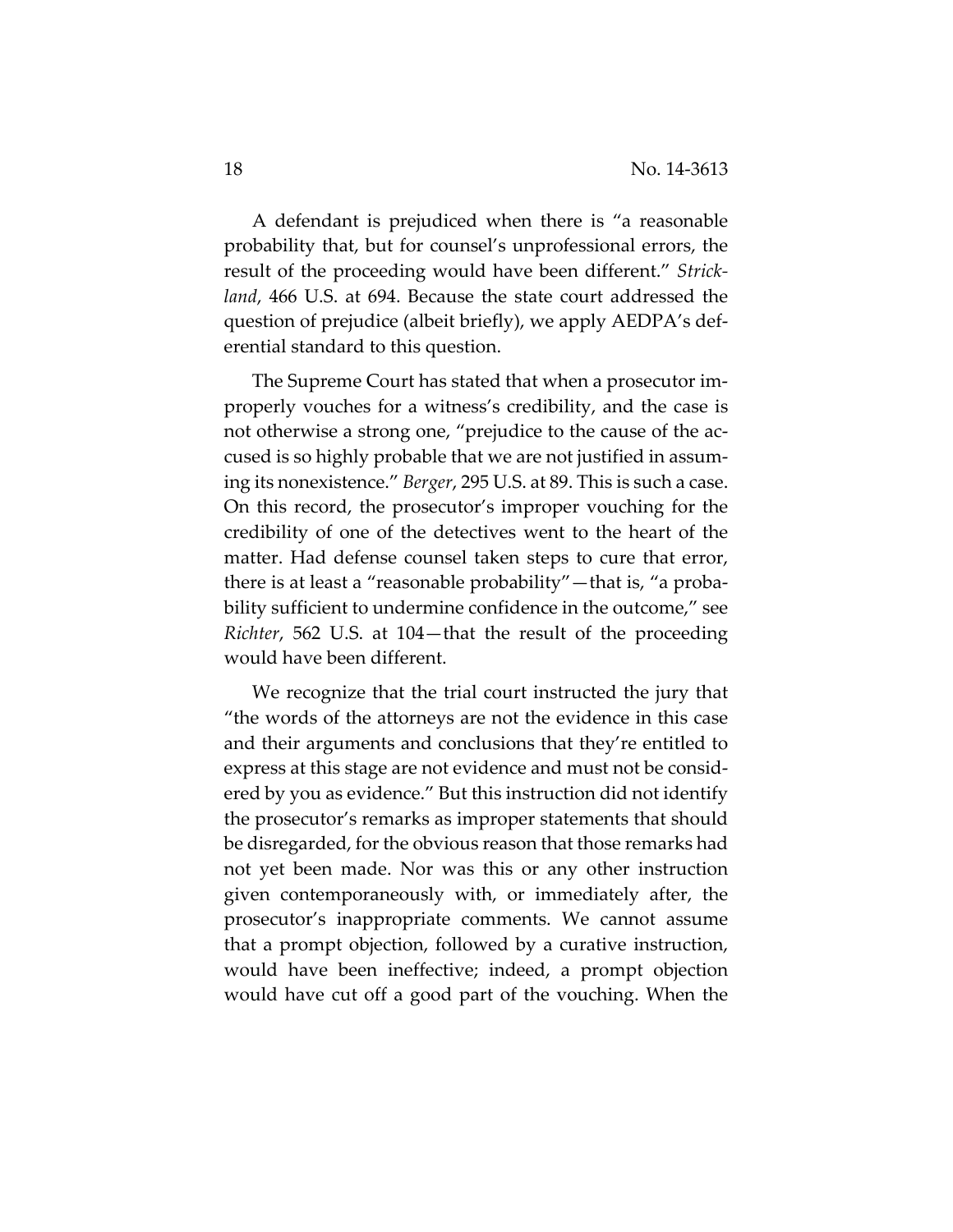A defendant is prejudiced when there is "a reasonable probability that, but for counsel's unprofessional errors, the result of the proceeding would have been different." *Strickland*, 466 U.S. at 694. Because the state court addressed the question of prejudice (albeit briefly), we apply AEDPA's deferential standard to this question.

The Supreme Court has stated that when a prosecutor improperly vouches for a witness's credibility, and the case is not otherwise a strong one, "prejudice to the cause of the accused is so highly probable that we are not justified in assuming its nonexistence." *Berger*, 295 U.S. at 89. This is such a case. On this record, the prosecutor's improper vouching for the credibility of one of the detectives went to the heart of the matter. Had defense counsel taken steps to cure that error, there is at least a "reasonable probability"—that is, "a probability sufficient to undermine confidence in the outcome," see *Richter*, 562 U.S. at 104—that the result of the proceeding would have been different.

We recognize that the trial court instructed the jury that "the words of the attorneys are not the evidence in this case and their arguments and conclusions that they're entitled to express at this stage are not evidence and must not be considered by you as evidence." But this instruction did not identify the prosecutor's remarks as improper statements that should be disregarded, for the obvious reason that those remarks had not yet been made. Nor was this or any other instruction given contemporaneously with, or immediately after, the prosecutor's inappropriate comments. We cannot assume that a prompt objection, followed by a curative instruction, would have been ineffective; indeed, a prompt objection would have cut off a good part of the vouching. When the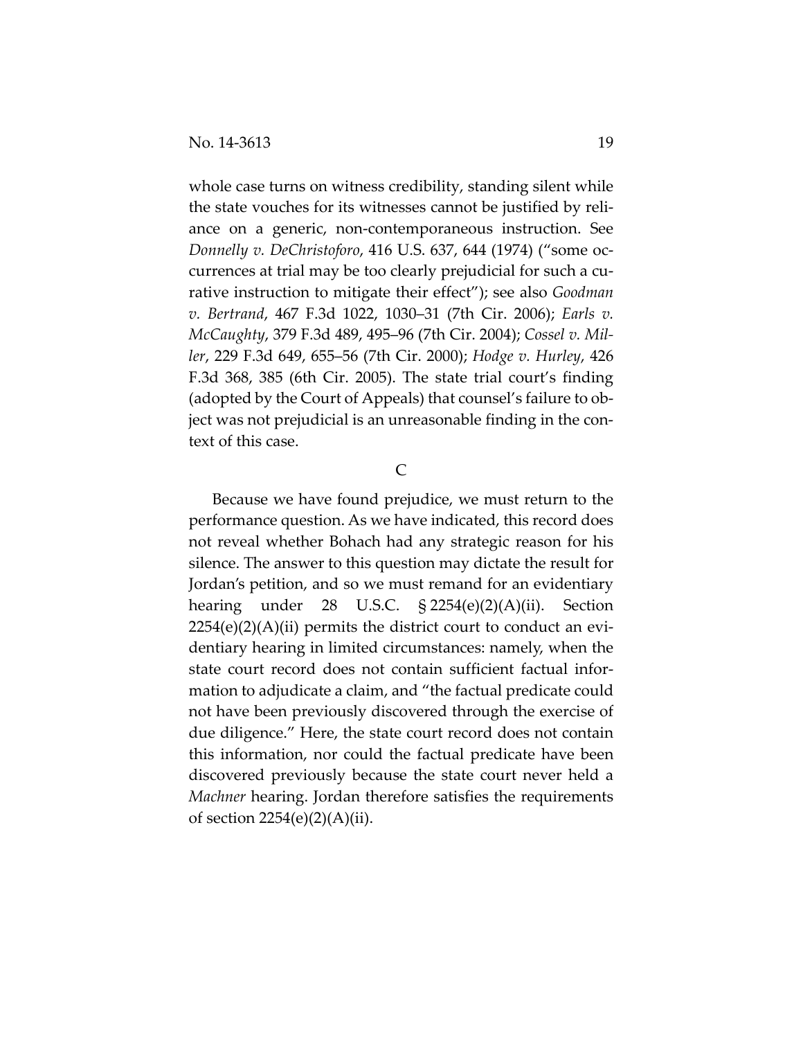whole case turns on witness credibility, standing silent while the state vouches for its witnesses cannot be justified by reliance on a generic, non-contemporaneous instruction. See *Donnelly v. DeChristoforo*, 416 U.S. 637, 644 (1974) ("some occurrences at trial may be too clearly prejudicial for such a curative instruction to mitigate their effect"); see also *Goodman v. Bertrand*, 467 F.3d 1022, 1030–31 (7th Cir. 2006); *Earls v. McCaughty*, 379 F.3d 489, 495–96 (7th Cir. 2004); *Cossel v. Miller*, 229 F.3d 649, 655–56 (7th Cir. 2000); *Hodge v. Hurley*, 426 F.3d 368, 385 (6th Cir. 2005). The state trial court's finding (adopted by the Court of Appeals) that counsel's failure to object was not prejudicial is an unreasonable finding in the context of this case.

### C

Because we have found prejudice, we must return to the performance question. As we have indicated, this record does not reveal whether Bohach had any strategic reason for his silence. The answer to this question may dictate the result for Jordan's petition, and so we must remand for an evidentiary hearing under 28 U.S.C. § 2254(e)(2)(A)(ii). Section 2254(e)(2)(A)(ii) permits the district court to conduct an evidentiary hearing in limited circumstances: namely, when the state court record does not contain sufficient factual information to adjudicate a claim, and "the factual predicate could not have been previously discovered through the exercise of due diligence." Here, the state court record does not contain this information, nor could the factual predicate have been discovered previously because the state court never held a *Machner* hearing. Jordan therefore satisfies the requirements of section 2254(e)(2)(A)(ii).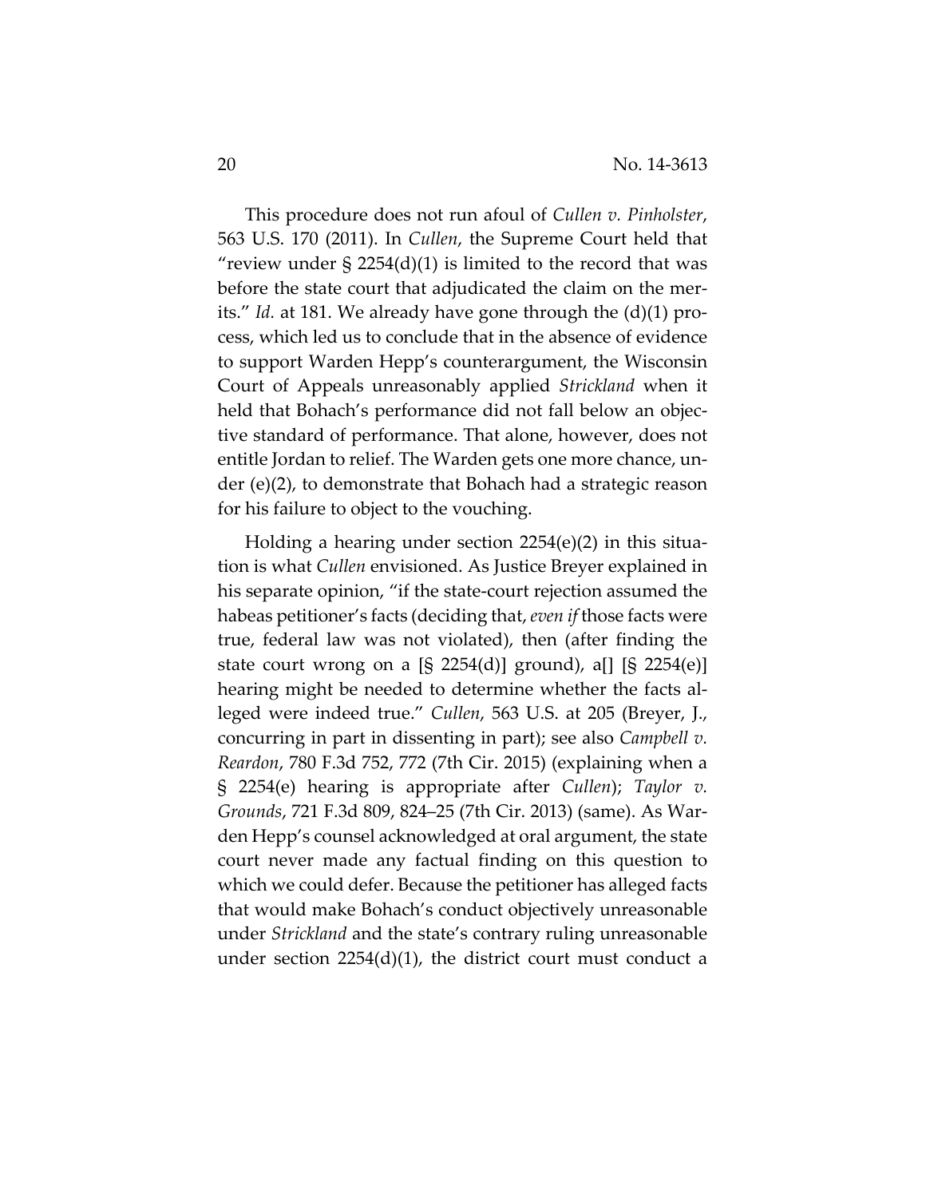This procedure does not run afoul of *Cullen v. Pinholster*, 563 U.S. 170 (2011). In *Cullen*, the Supreme Court held that "review under § 2254(d)(1) is limited to the record that was before the state court that adjudicated the claim on the merits." *Id.* at 181. We already have gone through the (d)(1) process, which led us to conclude that in the absence of evidence to support Warden Hepp's counterargument, the Wisconsin Court of Appeals unreasonably applied *Strickland* when it held that Bohach's performance did not fall below an objective standard of performance. That alone, however, does not entitle Jordan to relief. The Warden gets one more chance, under (e)(2), to demonstrate that Bohach had a strategic reason for his failure to object to the vouching.

Holding a hearing under section 2254(e)(2) in this situation is what *Cullen* envisioned. As Justice Breyer explained in his separate opinion, "if the state-court rejection assumed the habeas petitioner's facts (deciding that, *even if* those facts were true, federal law was not violated), then (after finding the state court wrong on a [§ 2254(d)] ground), a[] [§ 2254(e)] hearing might be needed to determine whether the facts alleged were indeed true." *Cullen*, 563 U.S. at 205 (Breyer, J., concurring in part in dissenting in part); see also *Campbell v. Reardon*, 780 F.3d 752, 772 (7th Cir. 2015) (explaining when a § 2254(e) hearing is appropriate after *Cullen*); *Taylor v. Grounds*, 721 F.3d 809, 824–25 (7th Cir. 2013) (same). As Warden Hepp's counsel acknowledged at oral argument, the state court never made any factual finding on this question to which we could defer. Because the petitioner has alleged facts that would make Bohach's conduct objectively unreasonable under *Strickland* and the state's contrary ruling unreasonable under section 2254(d)(1), the district court must conduct a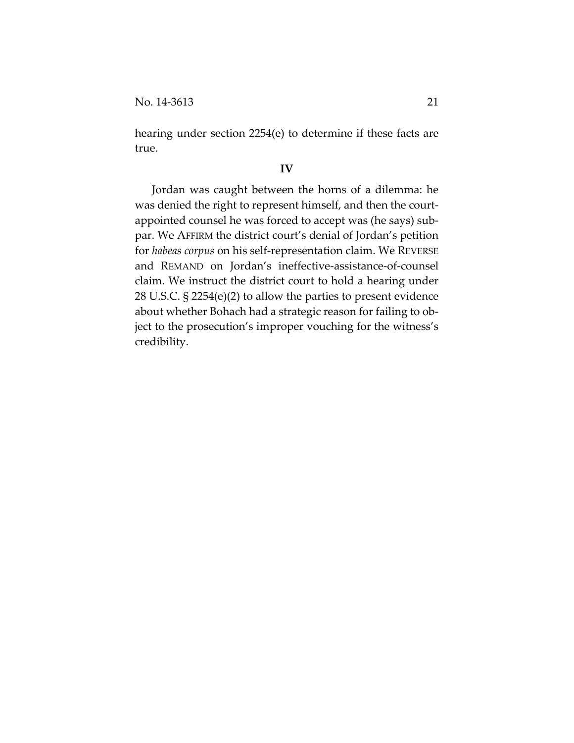hearing under section 2254(e) to determine if these facts are true.

## IV

Jordan was caught between the horns of a dilemma: he was denied the right to represent himself, and then the court-appointed counsel he was forced to accept was (he says) sub-par. We AFFIRM the district court's denial of Jordan's petition for *habeas corpus* on his self-representation claim. We REVERSE and REMAND on Jordan's ineffective-assistance-of-counsel claim. We instruct the district court to hold a hearing under 28 U.S.C. § 2254(e)(2) to allow the parties to present evidence about whether Bohach had a strategic reason for failing to object to the prosecution's improper vouching for the witness's credibility.